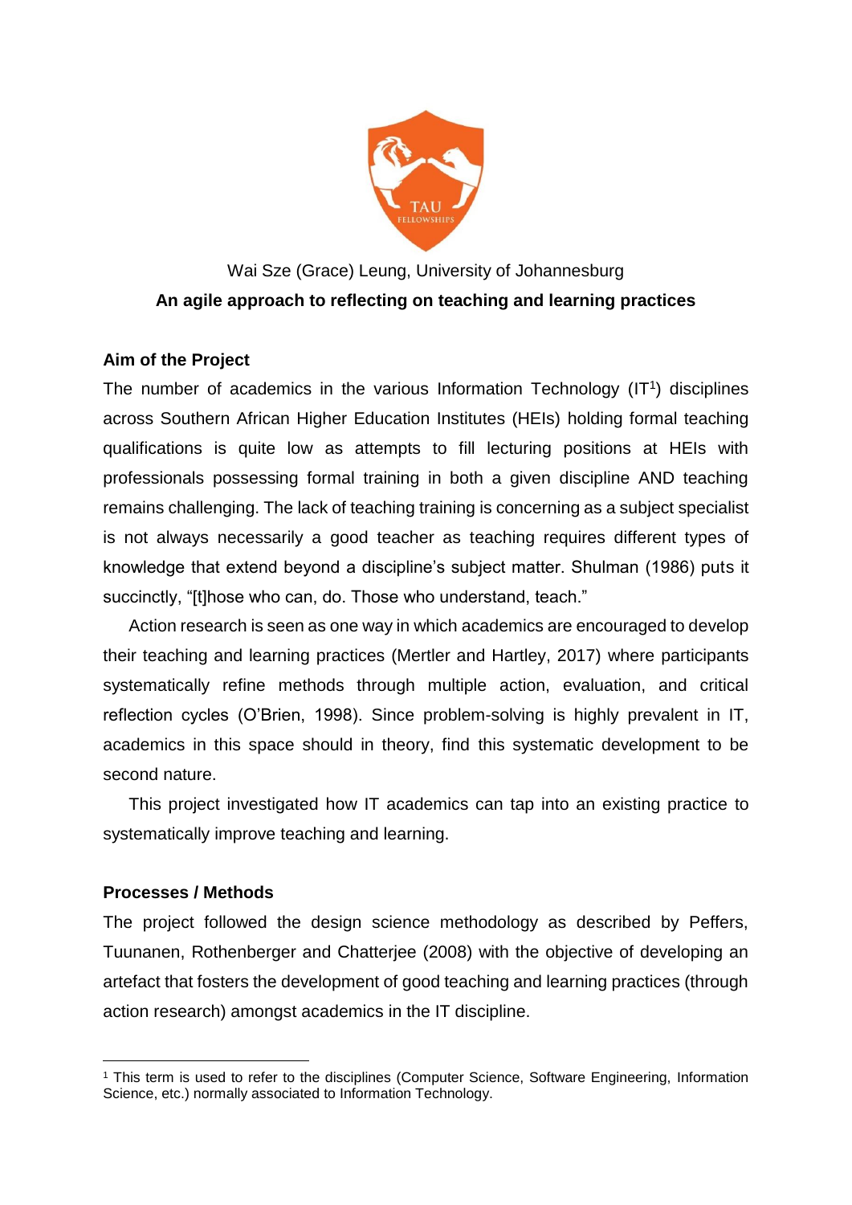Wai Sze (Grace) Leung, University of Johannesburg

# An agile approach to reflecting on teaching and learning practices

## Aim of the Project

The number of academics in the various Information Technology (IT[1]) disciplines across Southern African Higher Education Institutes (HEIs) holding formal teaching qualifications is quite low as attempts to fill lecturing positions at HEIs with professionals possessing formal training in both a given discipline AND teaching remains challenging. The lack of teaching training is concerning as a subject specialist is not always necessarily a good teacher as teaching requires different types of knowledge that extend beyond a discipline's subject matter. Shulman (1986) puts it succinctly, "[t]hose who can, do. Those who understand, teach."

Action research is seen as one way in which academics are encouraged to develop their teaching and learning practices (Mertler and Hartley, 2017) where participants systematically refine methods through multiple action, evaluation, and critical reflection cycles (O'Brien, 1998). Since problem-solving is highly prevalent in IT, academics in this space should in theory, find this systematic development to be second nature.

This project investigated how IT academics can tap into an existing practice to systematically improve teaching and learning.

## Processes / Methods

The project followed the design science methodology as described by Peffers, Tuunanen, Rothenberger and Chatterjee (2008) with the objective of developing an artefact that fosters the development of good teaching and learning practices (through action research) amongst academics in the IT discipline.

---

[1] This term is used to refer to the disciplines (Computer Science, Software Engineering, Information Science, etc.) normally associated to Information Technology.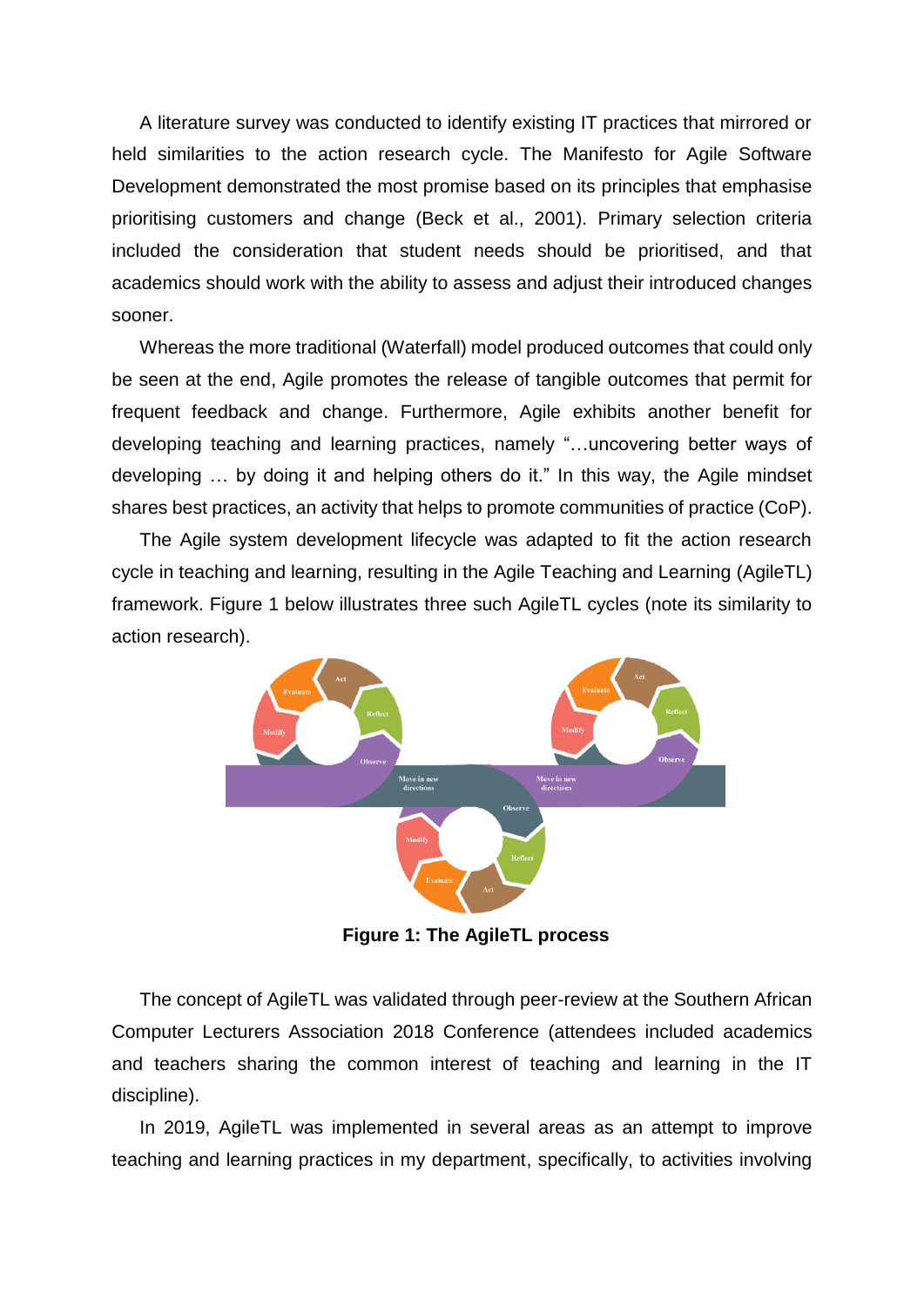A literature survey was conducted to identify existing IT practices that mirrored or held similarities to the action research cycle. The Manifesto for Agile Software Development demonstrated the most promise based on its principles that emphasise prioritising customers and change (Beck et al., 2001). Primary selection criteria included the consideration that student needs should be prioritised, and that academics should work with the ability to assess and adjust their introduced changes sooner.

Whereas the more traditional (Waterfall) model produced outcomes that could only be seen at the end, Agile promotes the release of tangible outcomes that permit for frequent feedback and change. Furthermore, Agile exhibits another benefit for developing teaching and learning practices, namely "…uncovering better ways of developing … by doing it and helping others do it." In this way, the Agile mindset shares best practices, an activity that helps to promote communities of practice (CoP).

The Agile system development lifecycle was adapted to fit the action research cycle in teaching and learning, resulting in the Agile Teaching and Learning (AgileTL) framework. Figure 1 below illustrates three such AgileTL cycles (note its similarity to action research).

**Figure 1: The AgileTL process**

The concept of AgileTL was validated through peer-review at the Southern African Computer Lecturers Association 2018 Conference (attendees included academics and teachers sharing the common interest of teaching and learning in the IT discipline).

In 2019, AgileTL was implemented in several areas as an attempt to improve teaching and learning practices in my department, specifically, to activities involving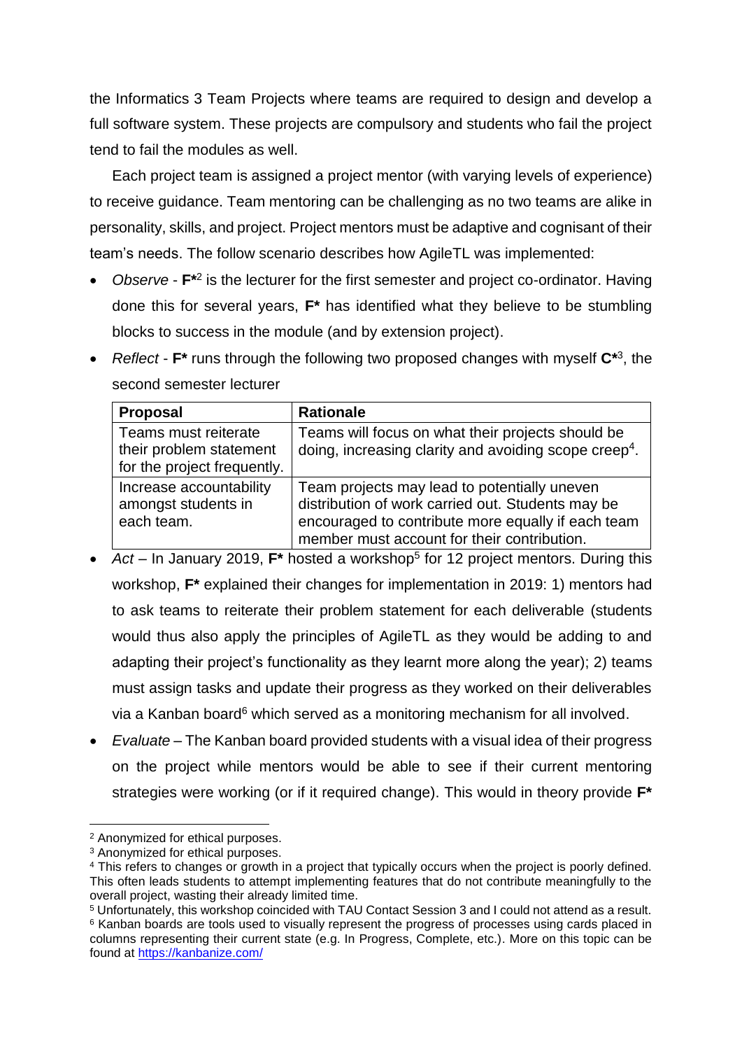the Informatics 3 Team Projects where teams are required to design and develop a full software system. These projects are compulsory and students who fail the project tend to fail the modules as well.

Each project team is assigned a project mentor (with varying levels of experience) to receive guidance. Team mentoring can be challenging as no two teams are alike in personality, skills, and project. Project mentors must be adaptive and cognisant of their team's needs. The follow scenario describes how AgileTL was implemented:

- *Observe* - **F***[2] is the lecturer for the first semester and project co-ordinator. Having done this for several years, **F*** has identified what they believe to be stumbling blocks to success in the module (and by extension project).
- *Reflect* - **F*** runs through the following two proposed changes with myself **C***[3], the second semester lecturer

| **Proposal** | **Rationale** |
| --- | --- |
| Teams must reiterate their problem statement for the project frequently. | Teams will focus on what their projects should be doing, increasing clarity and avoiding scope creep[4]. |
| Increase accountability amongst students in each team. | Team projects may lead to potentially uneven distribution of work carried out. Students may be encouraged to contribute more equally if each team member must account for their contribution. |

- *Act* – In January 2019, **F*** hosted a workshop[5] for 12 project mentors. During this workshop, **F*** explained their changes for implementation in 2019: 1) mentors had to ask teams to reiterate their problem statement for each deliverable (students would thus also apply the principles of AgileTL as they would be adding to and adapting their project's functionality as they learnt more along the year); 2) teams must assign tasks and update their progress as they worked on their deliverables via a Kanban board[6] which served as a monitoring mechanism for all involved.
- *Evaluate* – The Kanban board provided students with a visual idea of their progress on the project while mentors would be able to see if their current mentoring strategies were working (or if it required change). This would in theory provide **F***

[2] Anonymized for ethical purposes.

[3] Anonymized for ethical purposes.

[4] This refers to changes or growth in a project that typically occurs when the project is poorly defined. This often leads students to attempt implementing features that do not contribute meaningfully to the overall project, wasting their already limited time.

[5] Unfortunately, this workshop coincided with TAU Contact Session 3 and I could not attend as a result.

[6] Kanban boards are tools used to visually represent the progress of processes using cards placed in columns representing their current state (e.g. In Progress, Complete, etc.). More on this topic can be found at https://kanbanize.com/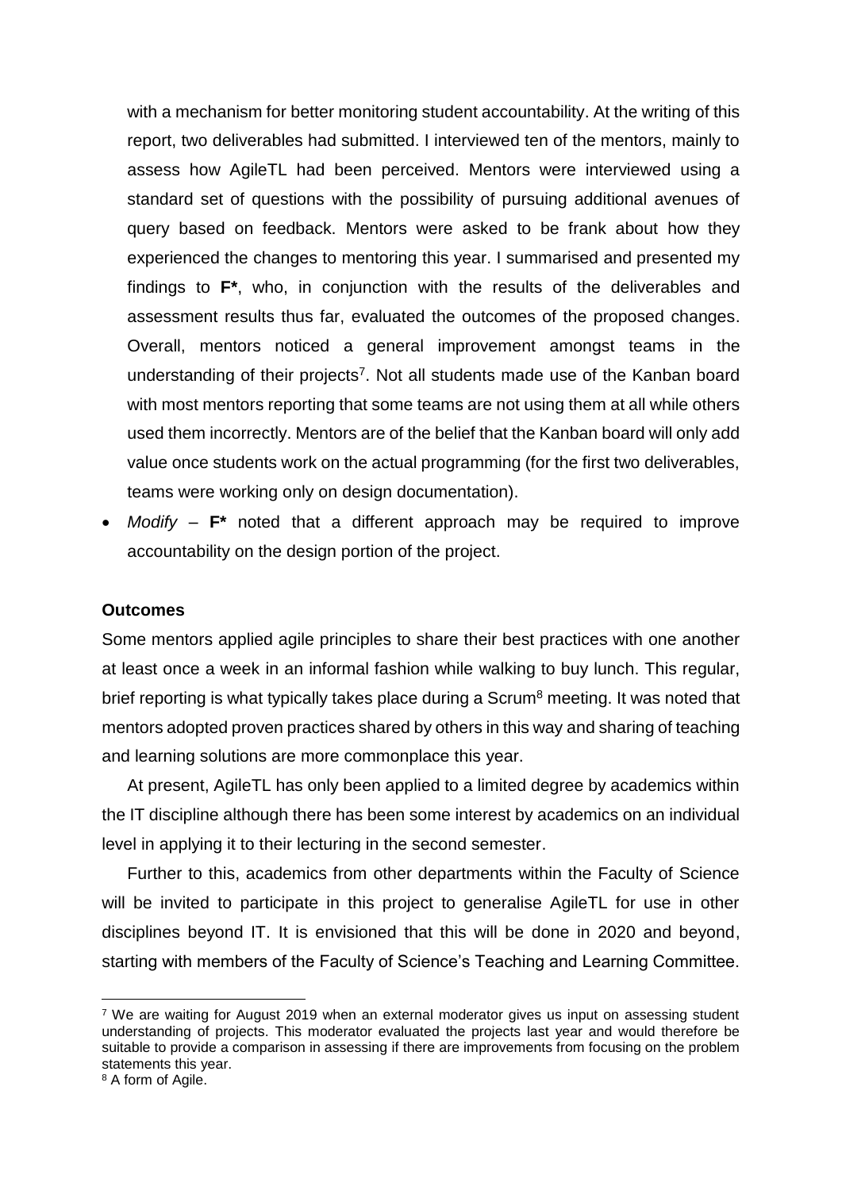with a mechanism for better monitoring student accountability. At the writing of this report, two deliverables had submitted. I interviewed ten of the mentors, mainly to assess how AgileTL had been perceived. Mentors were interviewed using a standard set of questions with the possibility of pursuing additional avenues of query based on feedback. Mentors were asked to be frank about how they experienced the changes to mentoring this year. I summarised and presented my findings to **F***, who, in conjunction with the results of the deliverables and assessment results thus far, evaluated the outcomes of the proposed changes. Overall, mentors noticed a general improvement amongst teams in the understanding of their projects[7]. Not all students made use of the Kanban board with most mentors reporting that some teams are not using them at all while others used them incorrectly. Mentors are of the belief that the Kanban board will only add value once students work on the actual programming (for the first two deliverables, teams were working only on design documentation).

- *Modify* – **F*** noted that a different approach may be required to improve accountability on the design portion of the project.

**Outcomes**

Some mentors applied agile principles to share their best practices with one another at least once a week in an informal fashion while walking to buy lunch. This regular, brief reporting is what typically takes place during a Scrum[8] meeting. It was noted that mentors adopted proven practices shared by others in this way and sharing of teaching and learning solutions are more commonplace this year.

At present, AgileTL has only been applied to a limited degree by academics within the IT discipline although there has been some interest by academics on an individual level in applying it to their lecturing in the second semester.

Further to this, academics from other departments within the Faculty of Science will be invited to participate in this project to generalise AgileTL for use in other disciplines beyond IT. It is envisioned that this will be done in 2020 and beyond, starting with members of the Faculty of Science's Teaching and Learning Committee.

[7] We are waiting for August 2019 when an external moderator gives us input on assessing student understanding of projects. This moderator evaluated the projects last year and would therefore be suitable to provide a comparison in assessing if there are improvements from focusing on the problem statements this year.

[8] A form of Agile.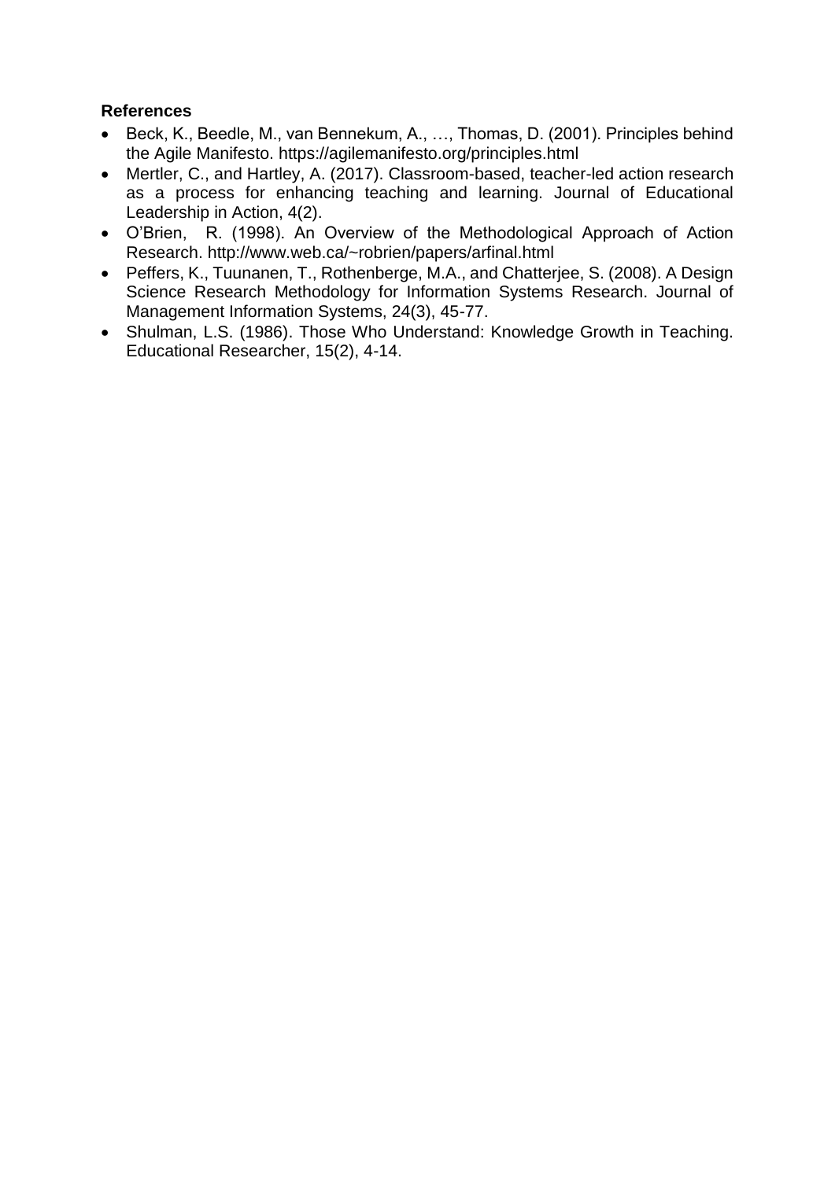**References**

- Beck, K., Beedle, M., van Bennekum, A., …, Thomas, D. (2001). Principles behind the Agile Manifesto. https://agilemanifesto.org/principles.html
- Mertler, C., and Hartley, A. (2017). Classroom-based, teacher-led action research as a process for enhancing teaching and learning. Journal of Educational Leadership in Action, 4(2).
- O'Brien, R. (1998). An Overview of the Methodological Approach of Action Research. http://www.web.ca/~robrien/papers/arfinal.html
- Peffers, K., Tuunanen, T., Rothenberge, M.A., and Chatterjee, S. (2008). A Design Science Research Methodology for Information Systems Research. Journal of Management Information Systems, 24(3), 45-77.
- Shulman, L.S. (1986). Those Who Understand: Knowledge Growth in Teaching. Educational Researcher, 15(2), 4-14.